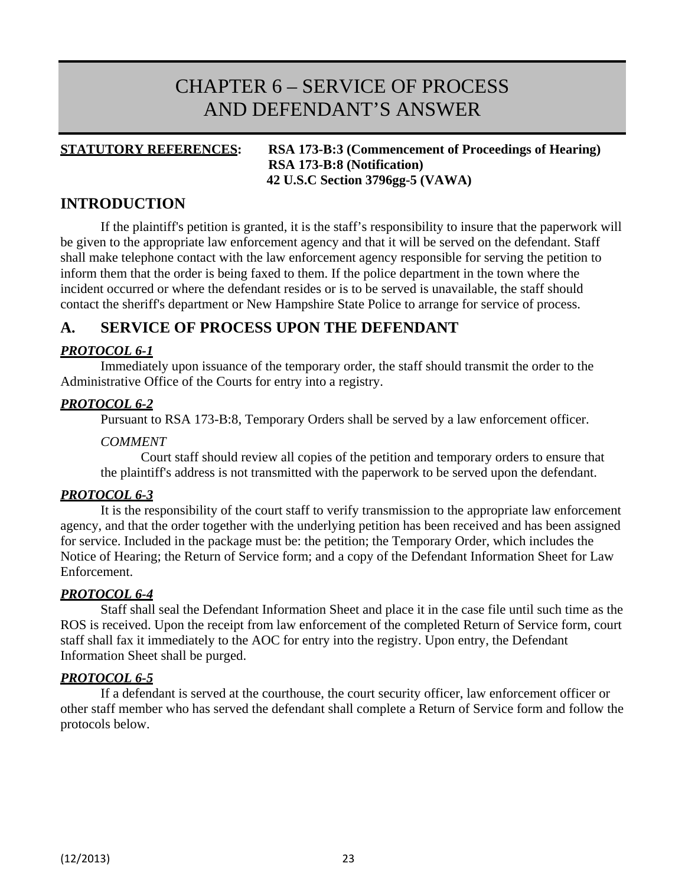# CHAPTER 6 – SERVICE OF PROCESS AND DEFENDANT'S ANSWER

**STATUTORY REFERENCES:** **RSA 173-B:3 (Commencement of Proceedings of Hearing)**
**RSA 173-B:8 (Notification)**
**42 U.S.C Section 3796gg-5 (VAWA)**

## INTRODUCTION

If the plaintiff's petition is granted, it is the staff's responsibility to insure that the paperwork will be given to the appropriate law enforcement agency and that it will be served on the defendant. Staff shall make telephone contact with the law enforcement agency responsible for serving the petition to inform them that the order is being faxed to them. If the police department in the town where the incident occurred or where the defendant resides or is to be served is unavailable, the staff should contact the sheriff's department or New Hampshire State Police to arrange for service of process.

## A. SERVICE OF PROCESS UPON THE DEFENDANT

### ***PROTOCOL 6-1***

Immediately upon issuance of the temporary order, the staff should transmit the order to the Administrative Office of the Courts for entry into a registry.

### ***PROTOCOL 6-2***

Pursuant to RSA 173-B:8, Temporary Orders shall be served by a law enforcement officer.

*COMMENT*

Court staff should review all copies of the petition and temporary orders to ensure that the plaintiff's address is not transmitted with the paperwork to be served upon the defendant.

### ***PROTOCOL 6-3***

It is the responsibility of the court staff to verify transmission to the appropriate law enforcement agency, and that the order together with the underlying petition has been received and has been assigned for service. Included in the package must be: the petition; the Temporary Order, which includes the Notice of Hearing; the Return of Service form; and a copy of the Defendant Information Sheet for Law Enforcement.

### ***PROTOCOL 6-4***

Staff shall seal the Defendant Information Sheet and place it in the case file until such time as the ROS is received. Upon the receipt from law enforcement of the completed Return of Service form, court staff shall fax it immediately to the AOC for entry into the registry. Upon entry, the Defendant Information Sheet shall be purged.

### ***PROTOCOL 6-5***

If a defendant is served at the courthouse, the court security officer, law enforcement officer or other staff member who has served the defendant shall complete a Return of Service form and follow the protocols below.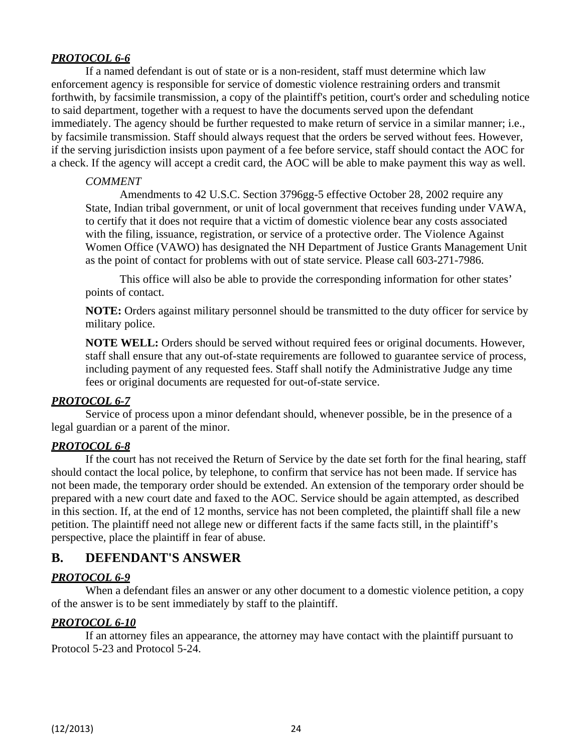***PROTOCOL 6-6***

If a named defendant is out of state or is a non-resident, staff must determine which law enforcement agency is responsible for service of domestic violence restraining orders and transmit forthwith, by facsimile transmission, a copy of the plaintiff's petition, court's order and scheduling notice to said department, together with a request to have the documents served upon the defendant immediately. The agency should be further requested to make return of service in a similar manner; i.e., by facsimile transmission. Staff should always request that the orders be served without fees. However, if the serving jurisdiction insists upon payment of a fee before service, staff should contact the AOC for a check. If the agency will accept a credit card, the AOC will be able to make payment this way as well.

*COMMENT*

Amendments to 42 U.S.C. Section 3796gg-5 effective October 28, 2002 require any State, Indian tribal government, or unit of local government that receives funding under VAWA, to certify that it does not require that a victim of domestic violence bear any costs associated with the filing, issuance, registration, or service of a protective order. The Violence Against Women Office (VAWO) has designated the NH Department of Justice Grants Management Unit as the point of contact for problems with out of state service. Please call 603-271-7986.

This office will also be able to provide the corresponding information for other states' points of contact.

**NOTE:** Orders against military personnel should be transmitted to the duty officer for service by military police.

**NOTE WELL:** Orders should be served without required fees or original documents. However, staff shall ensure that any out-of-state requirements are followed to guarantee service of process, including payment of any requested fees. Staff shall notify the Administrative Judge any time fees or original documents are requested for out-of-state service.

***PROTOCOL 6-7***

Service of process upon a minor defendant should, whenever possible, be in the presence of a legal guardian or a parent of the minor.

***PROTOCOL 6-8***

If the court has not received the Return of Service by the date set forth for the final hearing, staff should contact the local police, by telephone, to confirm that service has not been made. If service has not been made, the temporary order should be extended. An extension of the temporary order should be prepared with a new court date and faxed to the AOC. Service should be again attempted, as described in this section. If, at the end of 12 months, service has not been completed, the plaintiff shall file a new petition. The plaintiff need not allege new or different facts if the same facts still, in the plaintiff's perspective, place the plaintiff in fear of abuse.

## B. DEFENDANT'S ANSWER

***PROTOCOL 6-9***

When a defendant files an answer or any other document to a domestic violence petition, a copy of the answer is to be sent immediately by staff to the plaintiff.

***PROTOCOL 6-10***

If an attorney files an appearance, the attorney may have contact with the plaintiff pursuant to Protocol 5-23 and Protocol 5-24.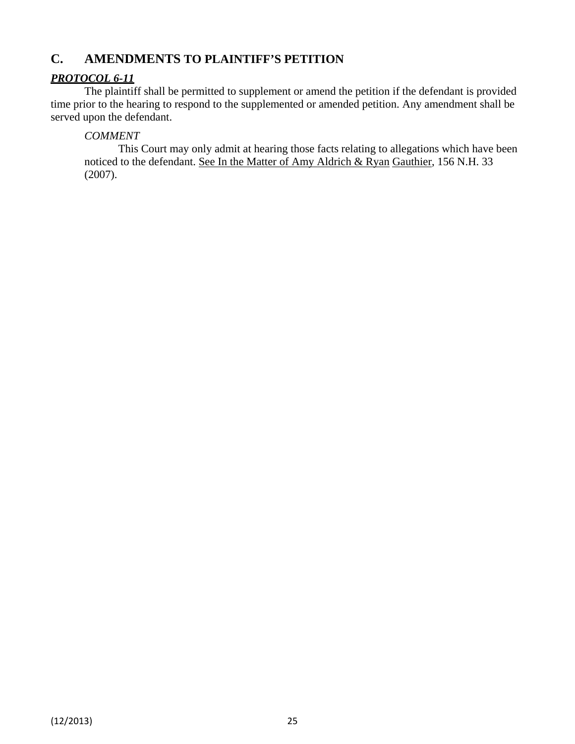## C. AMENDMENTS TO PLAINTIFF'S PETITION

***PROTOCOL 6-11***

The plaintiff shall be permitted to supplement or amend the petition if the defendant is provided time prior to the hearing to respond to the supplemented or amended petition. Any amendment shall be served upon the defendant.

*COMMENT*

This Court may only admit at hearing those facts relating to allegations which have been noticed to the defendant. See In the Matter of Amy Aldrich & Ryan Gauthier, 156 N.H. 33 (2007).